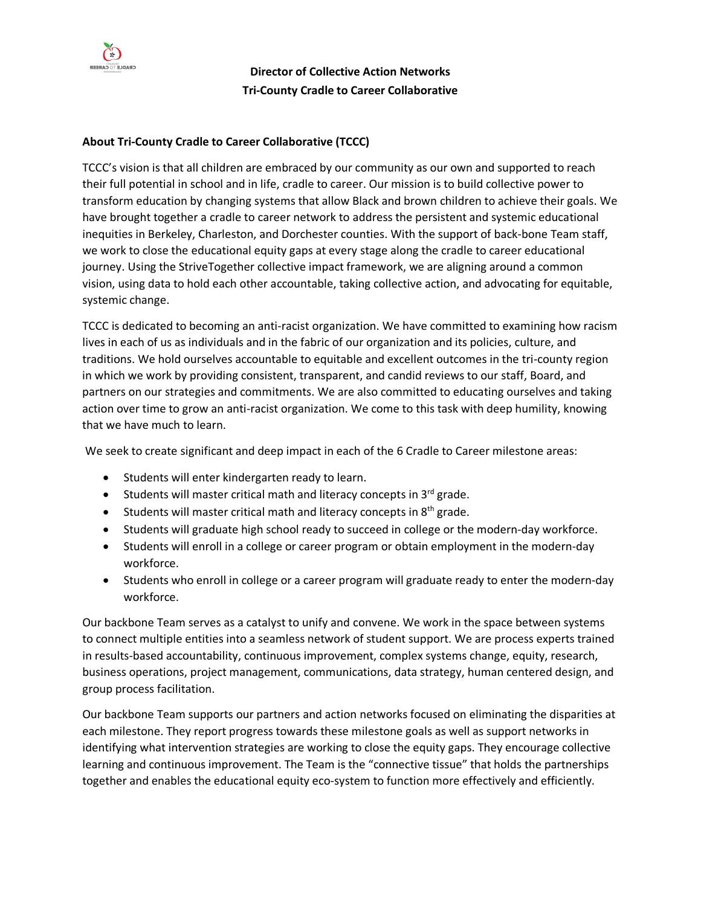**Director of Collective Action Networks**
**Tri-County Cradle to Career Collaborative**

**About Tri-County Cradle to Career Collaborative (TCCC)**

TCCC's vision is that all children are embraced by our community as our own and supported to reach their full potential in school and in life, cradle to career. Our mission is to build collective power to transform education by changing systems that allow Black and brown children to achieve their goals. We have brought together a cradle to career network to address the persistent and systemic educational inequities in Berkeley, Charleston, and Dorchester counties. With the support of back-bone Team staff, we work to close the educational equity gaps at every stage along the cradle to career educational journey. Using the StriveTogether collective impact framework, we are aligning around a common vision, using data to hold each other accountable, taking collective action, and advocating for equitable, systemic change.

TCCC is dedicated to becoming an anti-racist organization. We have committed to examining how racism lives in each of us as individuals and in the fabric of our organization and its policies, culture, and traditions. We hold ourselves accountable to equitable and excellent outcomes in the tri-county region in which we work by providing consistent, transparent, and candid reviews to our staff, Board, and partners on our strategies and commitments. We are also committed to educating ourselves and taking action over time to grow an anti-racist organization. We come to this task with deep humility, knowing that we have much to learn.

We seek to create significant and deep impact in each of the 6 Cradle to Career milestone areas:

- Students will enter kindergarten ready to learn.
- Students will master critical math and literacy concepts in 3rd grade.
- Students will master critical math and literacy concepts in 8th grade.
- Students will graduate high school ready to succeed in college or the modern-day workforce.
- Students will enroll in a college or career program or obtain employment in the modern-day workforce.
- Students who enroll in college or a career program will graduate ready to enter the modern-day workforce.

Our backbone Team serves as a catalyst to unify and convene. We work in the space between systems to connect multiple entities into a seamless network of student support. We are process experts trained in results-based accountability, continuous improvement, complex systems change, equity, research, business operations, project management, communications, data strategy, human centered design, and group process facilitation.

Our backbone Team supports our partners and action networks focused on eliminating the disparities at each milestone. They report progress towards these milestone goals as well as support networks in identifying what intervention strategies are working to close the equity gaps. They encourage collective learning and continuous improvement. The Team is the "connective tissue" that holds the partnerships together and enables the educational equity eco-system to function more effectively and efficiently.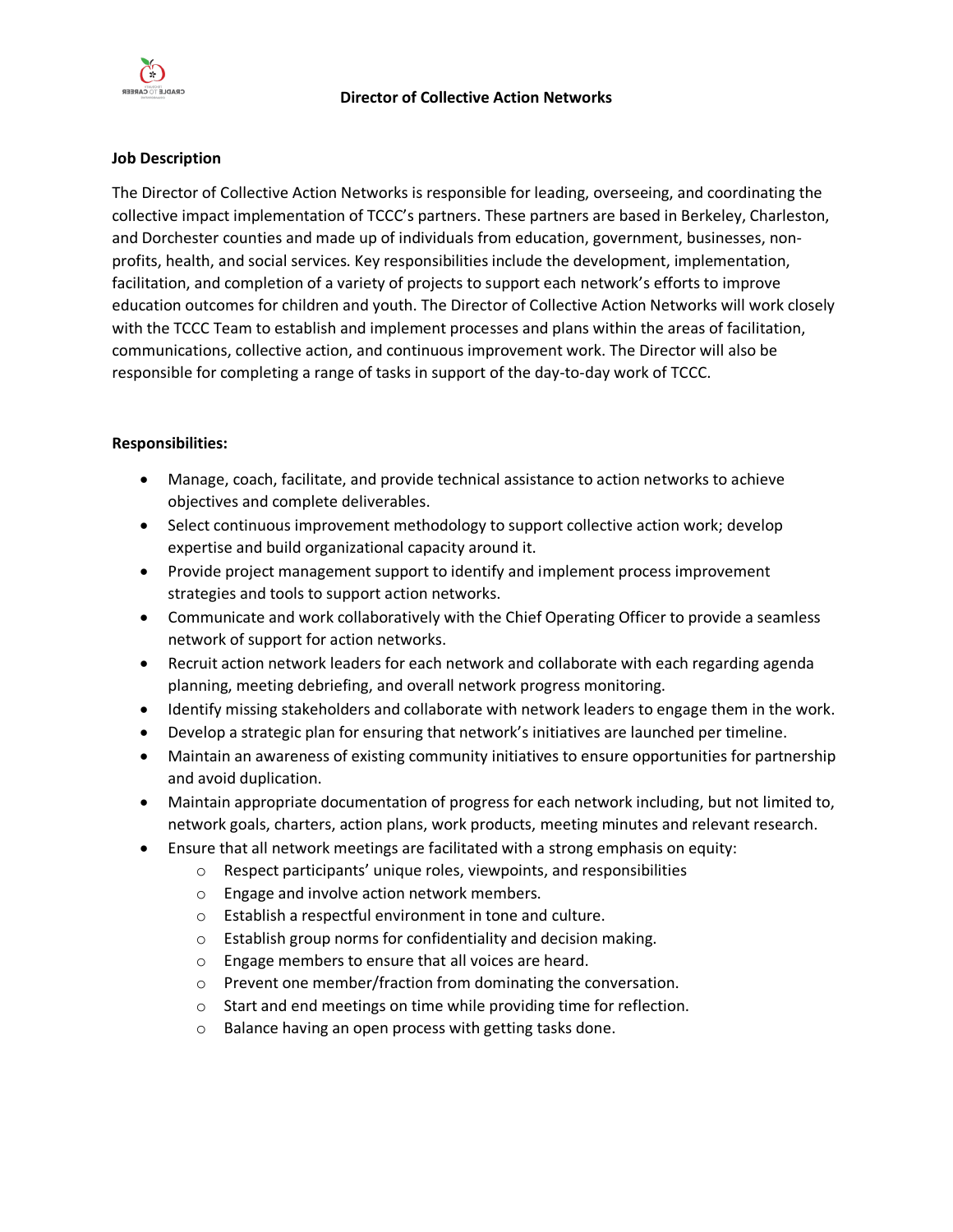# Director of Collective Action Networks

## Job Description

The Director of Collective Action Networks is responsible for leading, overseeing, and coordinating the collective impact implementation of TCCC's partners. These partners are based in Berkeley, Charleston, and Dorchester counties and made up of individuals from education, government, businesses, non-profits, health, and social services. Key responsibilities include the development, implementation, facilitation, and completion of a variety of projects to support each network's efforts to improve education outcomes for children and youth. The Director of Collective Action Networks will work closely with the TCCC Team to establish and implement processes and plans within the areas of facilitation, communications, collective action, and continuous improvement work. The Director will also be responsible for completing a range of tasks in support of the day-to-day work of TCCC.

## Responsibilities:

- Manage, coach, facilitate, and provide technical assistance to action networks to achieve objectives and complete deliverables.
- Select continuous improvement methodology to support collective action work; develop expertise and build organizational capacity around it.
- Provide project management support to identify and implement process improvement strategies and tools to support action networks.
- Communicate and work collaboratively with the Chief Operating Officer to provide a seamless network of support for action networks.
- Recruit action network leaders for each network and collaborate with each regarding agenda planning, meeting debriefing, and overall network progress monitoring.
- Identify missing stakeholders and collaborate with network leaders to engage them in the work.
- Develop a strategic plan for ensuring that network's initiatives are launched per timeline.
- Maintain an awareness of existing community initiatives to ensure opportunities for partnership and avoid duplication.
- Maintain appropriate documentation of progress for each network including, but not limited to, network goals, charters, action plans, work products, meeting minutes and relevant research.
- Ensure that all network meetings are facilitated with a strong emphasis on equity:
  - Respect participants' unique roles, viewpoints, and responsibilities
  - Engage and involve action network members.
  - Establish a respectful environment in tone and culture.
  - Establish group norms for confidentiality and decision making.
  - Engage members to ensure that all voices are heard.
  - Prevent one member/fraction from dominating the conversation.
  - Start and end meetings on time while providing time for reflection.
  - Balance having an open process with getting tasks done.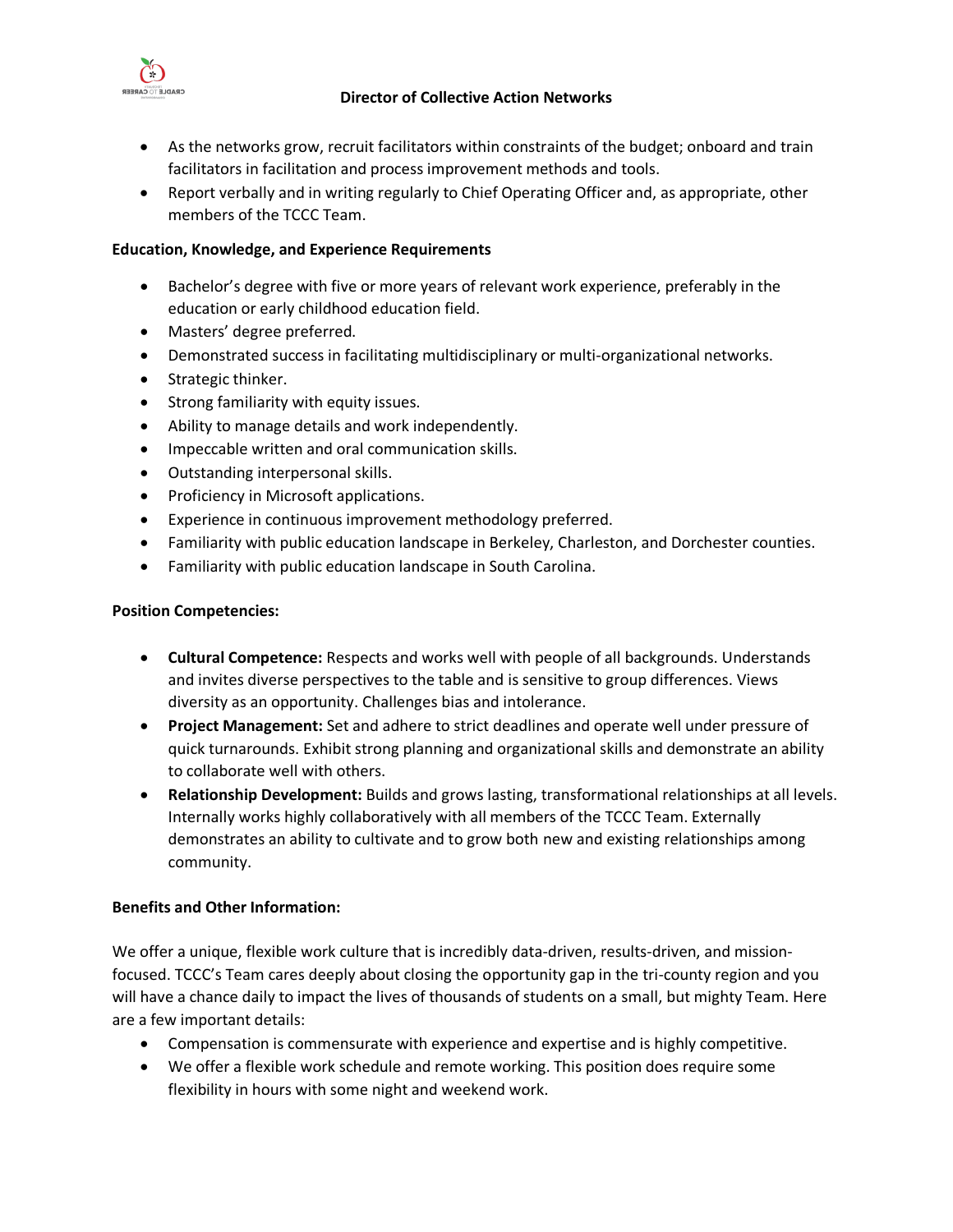- As the networks grow, recruit facilitators within constraints of the budget; onboard and train facilitators in facilitation and process improvement methods and tools.
- Report verbally and in writing regularly to Chief Operating Officer and, as appropriate, other members of the TCCC Team.

**Education, Knowledge, and Experience Requirements**

- Bachelor's degree with five or more years of relevant work experience, preferably in the education or early childhood education field.
- Masters' degree preferred.
- Demonstrated success in facilitating multidisciplinary or multi-organizational networks.
- Strategic thinker.
- Strong familiarity with equity issues.
- Ability to manage details and work independently.
- Impeccable written and oral communication skills.
- Outstanding interpersonal skills.
- Proficiency in Microsoft applications.
- Experience in continuous improvement methodology preferred.
- Familiarity with public education landscape in Berkeley, Charleston, and Dorchester counties.
- Familiarity with public education landscape in South Carolina.

**Position Competencies:**

- **Cultural Competence:** Respects and works well with people of all backgrounds. Understands and invites diverse perspectives to the table and is sensitive to group differences. Views diversity as an opportunity. Challenges bias and intolerance.
- **Project Management:** Set and adhere to strict deadlines and operate well under pressure of quick turnarounds. Exhibit strong planning and organizational skills and demonstrate an ability to collaborate well with others.
- **Relationship Development:** Builds and grows lasting, transformational relationships at all levels. Internally works highly collaboratively with all members of the TCCC Team. Externally demonstrates an ability to cultivate and to grow both new and existing relationships among community.

**Benefits and Other Information:**

We offer a unique, flexible work culture that is incredibly data-driven, results-driven, and mission-focused. TCCC's Team cares deeply about closing the opportunity gap in the tri-county region and you will have a chance daily to impact the lives of thousands of students on a small, but mighty Team. Here are a few important details:

- Compensation is commensurate with experience and expertise and is highly competitive.
- We offer a flexible work schedule and remote working. This position does require some flexibility in hours with some night and weekend work.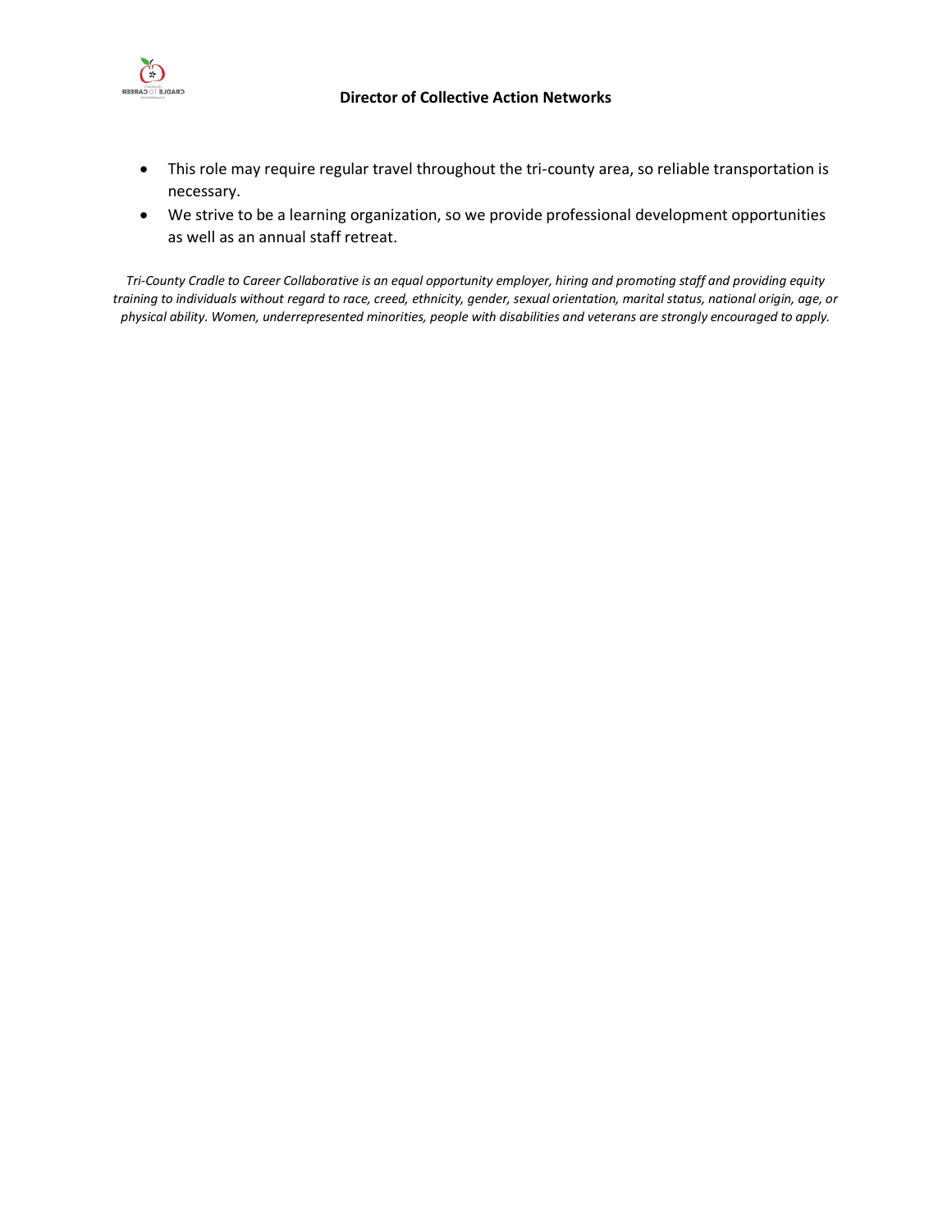- This role may require regular travel throughout the tri-county area, so reliable transportation is necessary.
- We strive to be a learning organization, so we provide professional development opportunities as well as an annual staff retreat.

*Tri-County Cradle to Career Collaborative is an equal opportunity employer, hiring and promoting staff and providing equity training to individuals without regard to race, creed, ethnicity, gender, sexual orientation, marital status, national origin, age, or physical ability. Women, underrepresented minorities, people with disabilities and veterans are strongly encouraged to apply.*